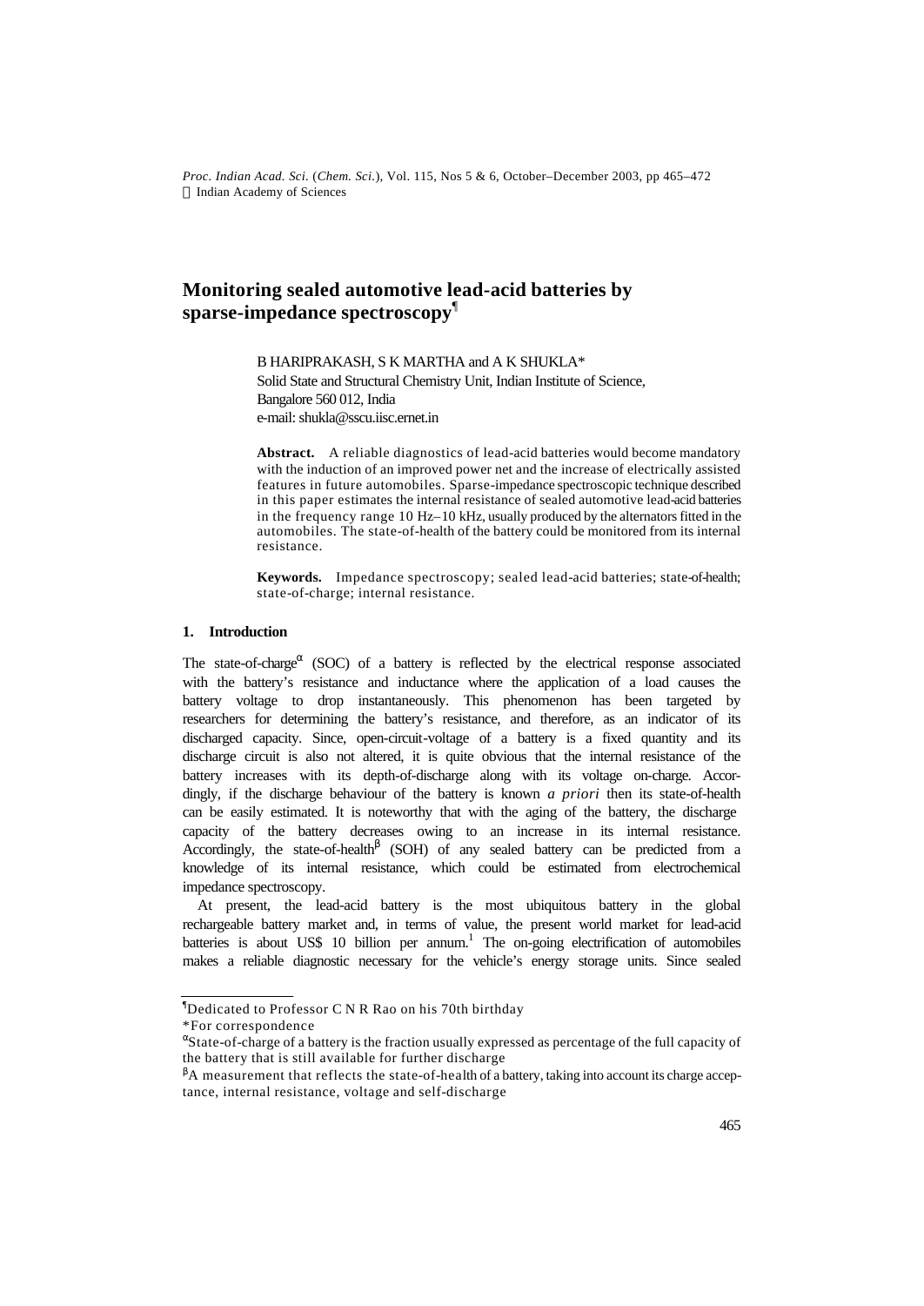# Monitoring sealed automotive lead-acid batteries by sparse-impedance spectroscopy[¶]

B HARIPRAKASH, S K MARTHA and A K SHUKLA*

Solid State and Structural Chemistry Unit, Indian Institute of Science, Bangalore 560 012, India

e-mail: shukla@sscu.iisc.ernet.in

**Abstract.** A reliable diagnostics of lead-acid batteries would become mandatory with the induction of an improved power net and the increase of electrically assisted features in future automobiles. Sparse-impedance spectroscopic technique described in this paper estimates the internal resistance of sealed automotive lead-acid batteries in the frequency range 10 Hz–10 kHz, usually produced by the alternators fitted in the automobiles. The state-of-health of the battery could be monitored from its internal resistance.

**Keywords.** Impedance spectroscopy; sealed lead-acid batteries; state-of-health; state-of-charge; internal resistance.

## 1. Introduction

The state-of-charge[α] (SOC) of a battery is reflected by the electrical response associated with the battery's resistance and inductance where the application of a load causes the battery voltage to drop instantaneously. This phenomenon has been targeted by researchers for determining the battery's resistance, and therefore, as an indicator of its discharged capacity. Since, open-circuit-voltage of a battery is a fixed quantity and its discharge circuit is also not altered, it is quite obvious that the internal resistance of the battery increases with its depth-of-discharge along with its voltage on-charge. Accordingly, if the discharge behaviour of the battery is known *a priori* then its state-of-health can be easily estimated. It is noteworthy that with the aging of the battery, the discharge capacity of the battery decreases owing to an increase in its internal resistance. Accordingly, the state-of-health[β] (SOH) of any sealed battery can be predicted from a knowledge of its internal resistance, which could be estimated from electrochemical impedance spectroscopy.

At present, the lead-acid battery is the most ubiquitous battery in the global rechargeable battery market and, in terms of value, the present world market for lead-acid batteries is about US$ 10 billion per annum.[1] The on-going electrification of automobiles makes a reliable diagnostic necessary for the vehicle's energy storage units. Since sealed

---

[¶]Dedicated to Professor C N R Rao on his 70th birthday

*For correspondence

[α]State-of-charge of a battery is the fraction usually expressed as percentage of the full capacity of the battery that is still available for further discharge

[β]A measurement that reflects the state-of-health of a battery, taking into account its charge acceptance, internal resistance, voltage and self-discharge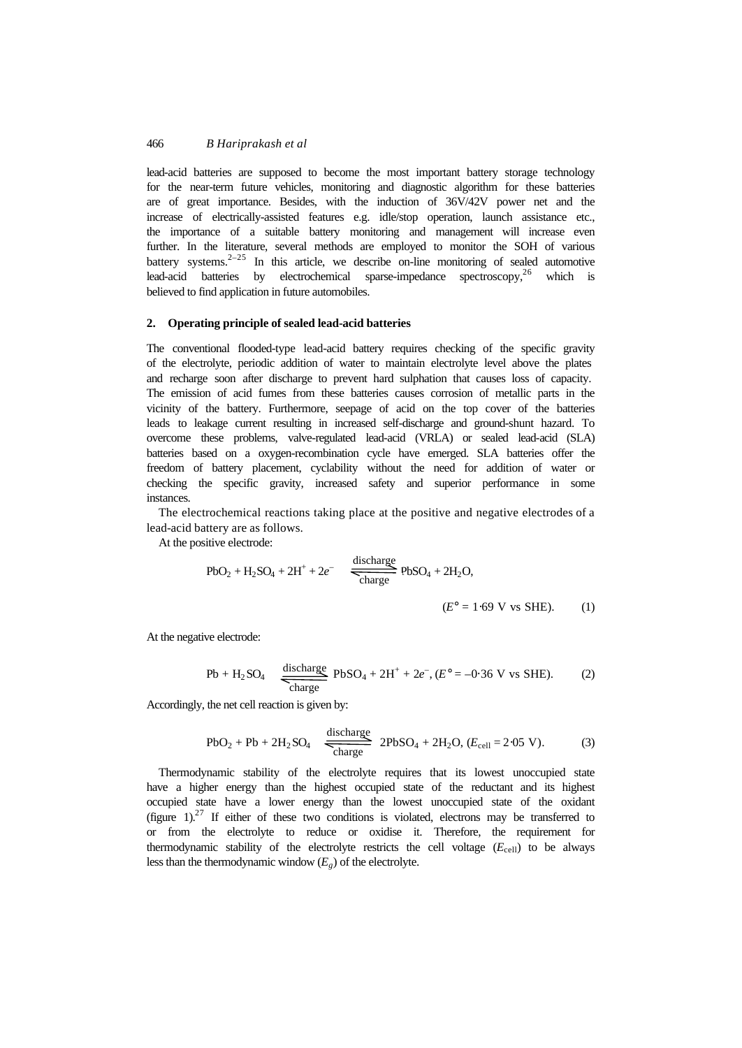lead-acid batteries are supposed to become the most important battery storage technology for the near-term future vehicles, monitoring and diagnostic algorithm for these batteries are of great importance. Besides, with the induction of 36V/42V power net and the increase of electrically-assisted features e.g. idle/stop operation, launch assistance etc., the importance of a suitable battery monitoring and management will increase even further. In the literature, several methods are employed to monitor the SOH of various battery systems.[2–25] In this article, we describe on-line monitoring of sealed automotive lead-acid batteries by electrochemical sparse-impedance spectroscopy,[26] which is believed to find application in future automobiles.

## 2. Operating principle of sealed lead-acid batteries

The conventional flooded-type lead-acid battery requires checking of the specific gravity of the electrolyte, periodic addition of water to maintain electrolyte level above the plates and recharge soon after discharge to prevent hard sulphation that causes loss of capacity. The emission of acid fumes from these batteries causes corrosion of metallic parts in the vicinity of the battery. Furthermore, seepage of acid on the top cover of the batteries leads to leakage current resulting in increased self-discharge and ground-shunt hazard. To overcome these problems, valve-regulated lead-acid (VRLA) or sealed lead-acid (SLA) batteries based on a oxygen-recombination cycle have emerged. SLA batteries offer the freedom of battery placement, cyclability without the need for addition of water or checking the specific gravity, increased safety and superior performance in some instances.

The electrochemical reactions taking place at the positive and negative electrodes of a lead-acid battery are as follows.

At the positive electrode:

$$PbO_2 + H_2SO_4 + 2H^+ + 2e^- \underset{\text{charge}}{\overset{\text{discharge}}{\rightleftharpoons}} PbSO_4 + 2H_2O, \quad (E^\circ = 1{\cdot}69 \text{ V vs SHE}). \tag{1}$$

At the negative electrode:

$$Pb + H_2SO_4 \underset{\text{charge}}{\overset{\text{discharge}}{\rightleftharpoons}} PbSO_4 + 2H^+ + 2e^-, \; (E^\circ = -0{\cdot}36 \text{ V vs SHE}). \tag{2}$$

Accordingly, the net cell reaction is given by:

$$PbO_2 + Pb + 2H_2SO_4 \underset{\text{charge}}{\overset{\text{discharge}}{\rightleftharpoons}} 2PbSO_4 + 2H_2O, \; (E_{cell} = 2{\cdot}05 \text{ V}). \tag{3}$$

Thermodynamic stability of the electrolyte requires that its lowest unoccupied state have a higher energy than the highest occupied state of the reductant and its highest occupied state have a lower energy than the lowest unoccupied state of the oxidant (figure 1).[27] If either of these two conditions is violated, electrons may be transferred to or from the electrolyte to reduce or oxidise it. Therefore, the requirement for thermodynamic stability of the electrolyte restricts the cell voltage ($E_{cell}$) to be always less than the thermodynamic window ($E_g$) of the electrolyte.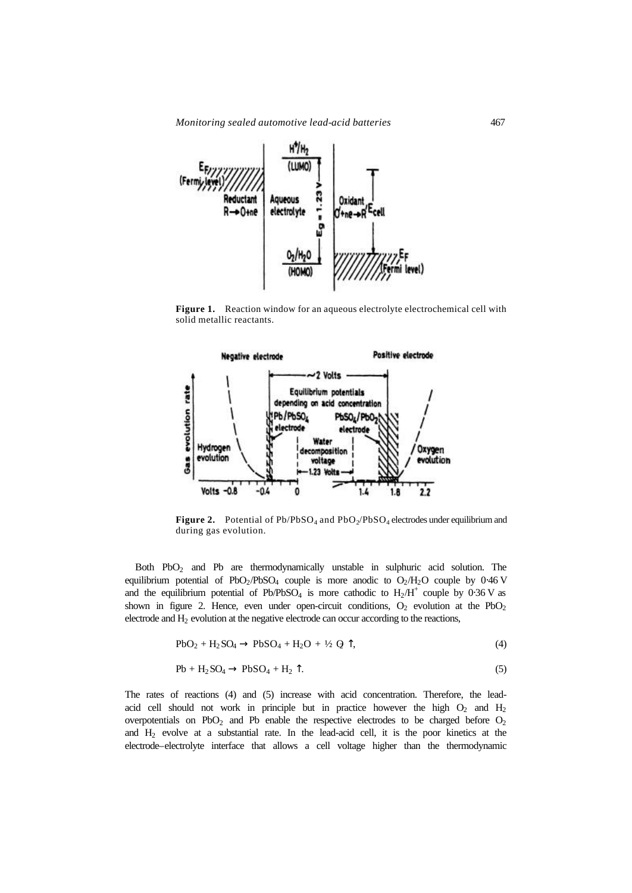**Figure 1.** Reaction window for an aqueous electrolyte electrochemical cell with solid metallic reactants.

**Figure 2.** Potential of $Pb/PbSO_4$ and $PbO_2/PbSO_4$ electrodes under equilibrium and during gas evolution.

Both $PbO_2$ and Pb are thermodynamically unstable in sulphuric acid solution. The equilibrium potential of $PbO_2/PbSO_4$ couple is more anodic to $O_2/H_2O$ couple by 0·46 V and the equilibrium potential of $Pb/PbSO_4$ is more cathodic to $H_2/H^+$ couple by 0·36 V as shown in figure 2. Hence, even under open-circuit conditions, $O_2$ evolution at the $PbO_2$ electrode and $H_2$ evolution at the negative electrode can occur according to the reactions,

$$PbO_2 + H_2SO_4 \rightarrow PbSO_4 + H_2O + \tfrac{1}{2}\,O_2\uparrow, \tag{4}$$

$$Pb + H_2SO_4 \rightarrow PbSO_4 + H_2\uparrow. \tag{5}$$

The rates of reactions (4) and (5) increase with acid concentration. Therefore, the lead-acid cell should not work in principle but in practice however the high $O_2$ and $H_2$ overpotentials on $PbO_2$ and Pb enable the respective electrodes to be charged before $O_2$ and $H_2$ evolve at a substantial rate. In the lead-acid cell, it is the poor kinetics at the electrode–electrolyte interface that allows a cell voltage higher than the thermodynamic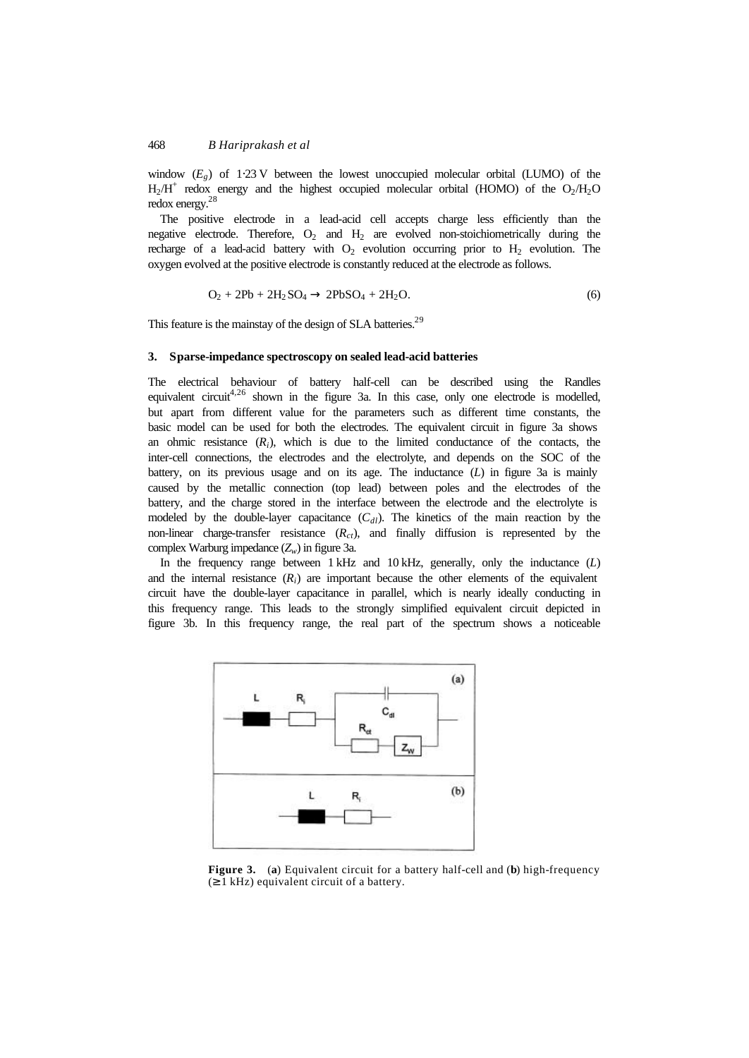window ($E_g$) of 1·23 V between the lowest unoccupied molecular orbital (LUMO) of the $H_2/H^+$ redox energy and the highest occupied molecular orbital (HOMO) of the $O_2/H_2O$ redox energy.[28]

The positive electrode in a lead-acid cell accepts charge less efficiently than the negative electrode. Therefore, $O_2$ and $H_2$ are evolved non-stoichiometrically during the recharge of a lead-acid battery with $O_2$ evolution occurring prior to $H_2$ evolution. The oxygen evolved at the positive electrode is constantly reduced at the electrode as follows.

$$O_2 + 2Pb + 2H_2SO_4 \rightarrow 2PbSO_4 + 2H_2O. \quad (6)$$

This feature is the mainstay of the design of SLA batteries.[29]

## 3. Sparse-impedance spectroscopy on sealed lead-acid batteries

The electrical behaviour of battery half-cell can be described using the Randles equivalent circuit[4,26] shown in the figure 3a. In this case, only one electrode is modelled, but apart from different value for the parameters such as different time constants, the basic model can be used for both the electrodes. The equivalent circuit in figure 3a shows an ohmic resistance ($R_i$), which is due to the limited conductance of the contacts, the inter-cell connections, the electrodes and the electrolyte, and depends on the SOC of the battery, on its previous usage and on its age. The inductance ($L$) in figure 3a is mainly caused by the metallic connection (top lead) between poles and the electrodes of the battery, and the charge stored in the interface between the electrode and the electrolyte is modeled by the double-layer capacitance ($C_{dl}$). The kinetics of the main reaction by the non-linear charge-transfer resistance ($R_{ct}$), and finally diffusion is represented by the complex Warburg impedance ($Z_w$) in figure 3a.

In the frequency range between 1 kHz and 10 kHz, generally, only the inductance ($L$) and the internal resistance ($R_i$) are important because the other elements of the equivalent circuit have the double-layer capacitance in parallel, which is nearly ideally conducting in this frequency range. This leads to the strongly simplified equivalent circuit depicted in figure 3b. In this frequency range, the real part of the spectrum shows a noticeable

**Figure 3.** (**a**) Equivalent circuit for a battery half-cell and (**b**) high-frequency (≥ 1 kHz) equivalent circuit of a battery.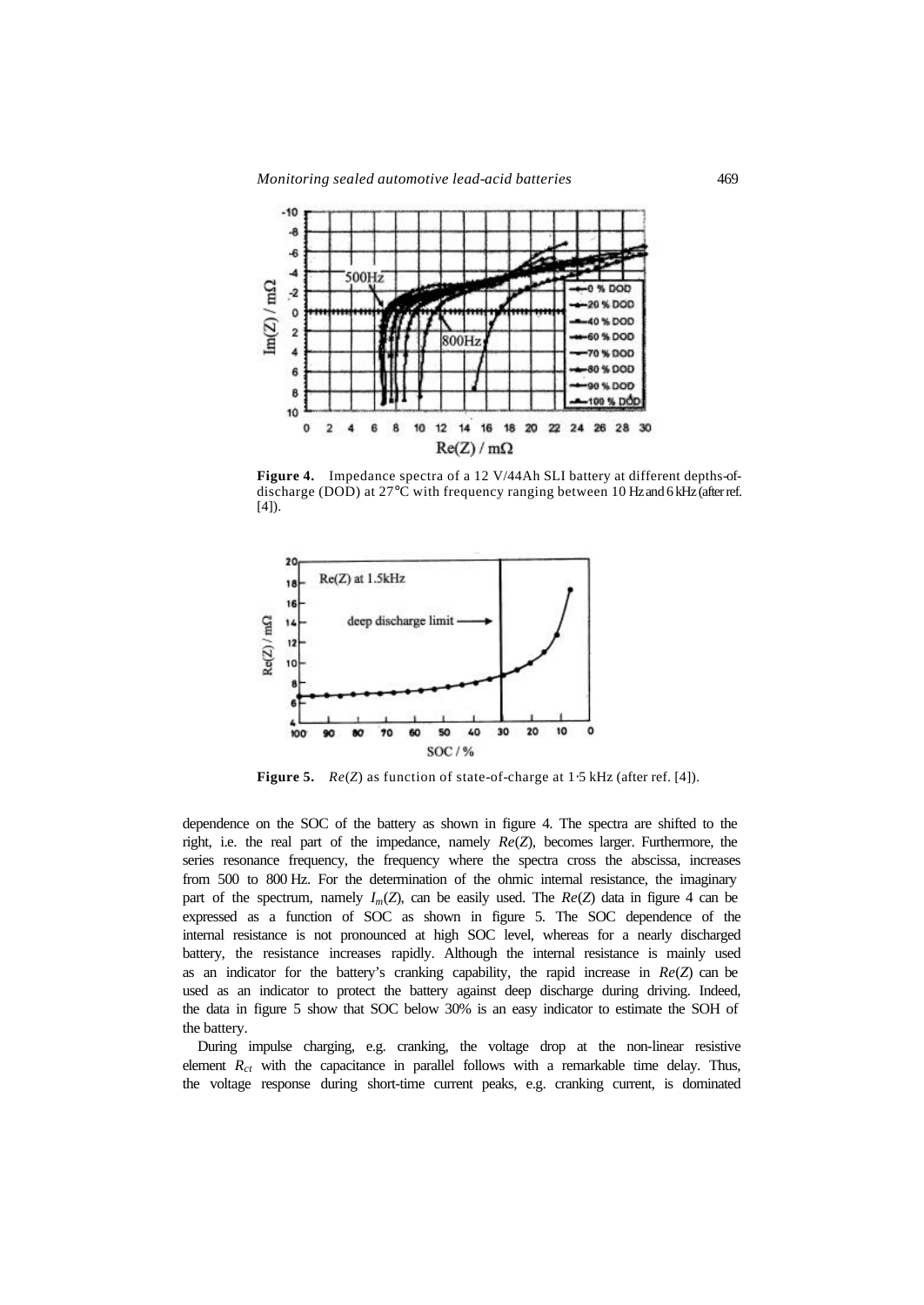**Figure 4.** Impedance spectra of a 12 V/44Ah SLI battery at different depths-of-discharge (DOD) at 27°C with frequency ranging between 10 Hz and 6 kHz (after ref. [4]).

**Figure 5.** $Re(Z)$ as function of state-of-charge at 1·5 kHz (after ref. [4]).

dependence on the SOC of the battery as shown in figure 4. The spectra are shifted to the right, i.e. the real part of the impedance, namely $Re(Z)$, becomes larger. Furthermore, the series resonance frequency, the frequency where the spectra cross the abscissa, increases from 500 to 800 Hz. For the determination of the ohmic internal resistance, the imaginary part of the spectrum, namely $I_m(Z)$, can be easily used. The $Re(Z)$ data in figure 4 can be expressed as a function of SOC as shown in figure 5. The SOC dependence of the internal resistance is not pronounced at high SOC level, whereas for a nearly discharged battery, the resistance increases rapidly. Although the internal resistance is mainly used as an indicator for the battery's cranking capability, the rapid increase in $Re(Z)$ can be used as an indicator to protect the battery against deep discharge during driving. Indeed, the data in figure 5 show that SOC below 30% is an easy indicator to estimate the SOH of the battery.

During impulse charging, e.g. cranking, the voltage drop at the non-linear resistive element $R_{ct}$ with the capacitance in parallel follows with a remarkable time delay. Thus, the voltage response during short-time current peaks, e.g. cranking current, is dominated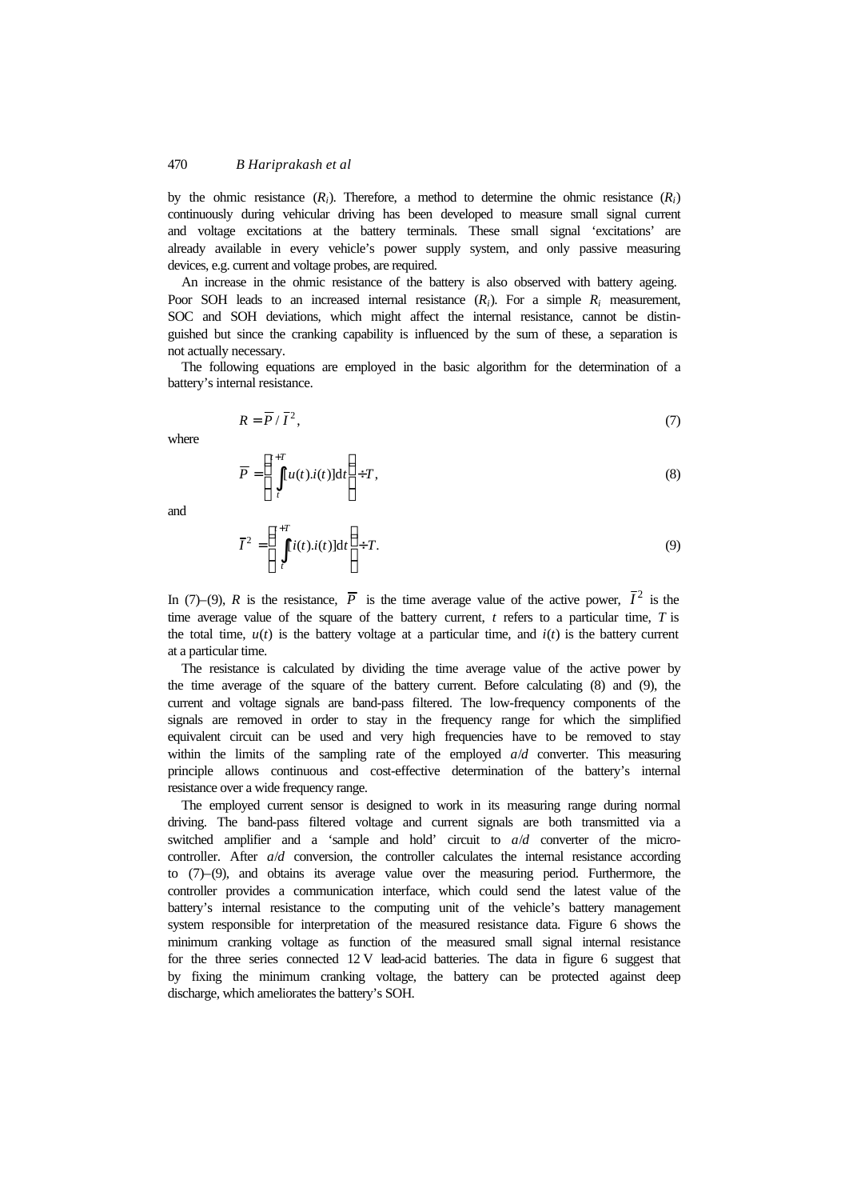by the ohmic resistance ($R_i$). Therefore, a method to determine the ohmic resistance ($R_i$) continuously during vehicular driving has been developed to measure small signal current and voltage excitations at the battery terminals. These small signal 'excitations' are already available in every vehicle's power supply system, and only passive measuring devices, e.g. current and voltage probes, are required.

An increase in the ohmic resistance of the battery is also observed with battery ageing. Poor SOH leads to an increased internal resistance ($R_i$). For a simple $R_i$ measurement, SOC and SOH deviations, which might affect the internal resistance, cannot be distinguished but since the cranking capability is influenced by the sum of these, a separation is not actually necessary.

The following equations are employed in the basic algorithm for the determination of a battery's internal resistance.

$$R = \overline{P} / \overline{I}^2, \tag{7}$$

where

$$\overline{P} = \left( \int_t^{t+T} [u(t).i(t)] \mathrm{d}t \right) \div T, \tag{8}$$

and

$$\overline{I}^2 = \left( \int_t^{t+T} [i(t).i(t)] \mathrm{d}t \right) \div T. \tag{9}$$

In (7)–(9), $R$ is the resistance, $\overline{P}$ is the time average value of the active power, $\overline{I}^2$ is the time average value of the square of the battery current, $t$ refers to a particular time, $T$ is the total time, $u(t)$ is the battery voltage at a particular time, and $i(t)$ is the battery current at a particular time.

The resistance is calculated by dividing the time average value of the active power by the time average of the square of the battery current. Before calculating (8) and (9), the current and voltage signals are band-pass filtered. The low-frequency components of the signals are removed in order to stay in the frequency range for which the simplified equivalent circuit can be used and very high frequencies have to be removed to stay within the limits of the sampling rate of the employed $a/d$ converter. This measuring principle allows continuous and cost-effective determination of the battery's internal resistance over a wide frequency range.

The employed current sensor is designed to work in its measuring range during normal driving. The band-pass filtered voltage and current signals are both transmitted via a switched amplifier and a 'sample and hold' circuit to $a/d$ converter of the microcontroller. After $a/d$ conversion, the controller calculates the internal resistance according to (7)–(9), and obtains its average value over the measuring period. Furthermore, the controller provides a communication interface, which could send the latest value of the battery's internal resistance to the computing unit of the vehicle's battery management system responsible for interpretation of the measured resistance data. Figure 6 shows the minimum cranking voltage as function of the measured small signal internal resistance for the three series connected 12 V lead-acid batteries. The data in figure 6 suggest that by fixing the minimum cranking voltage, the battery can be protected against deep discharge, which ameliorates the battery's SOH.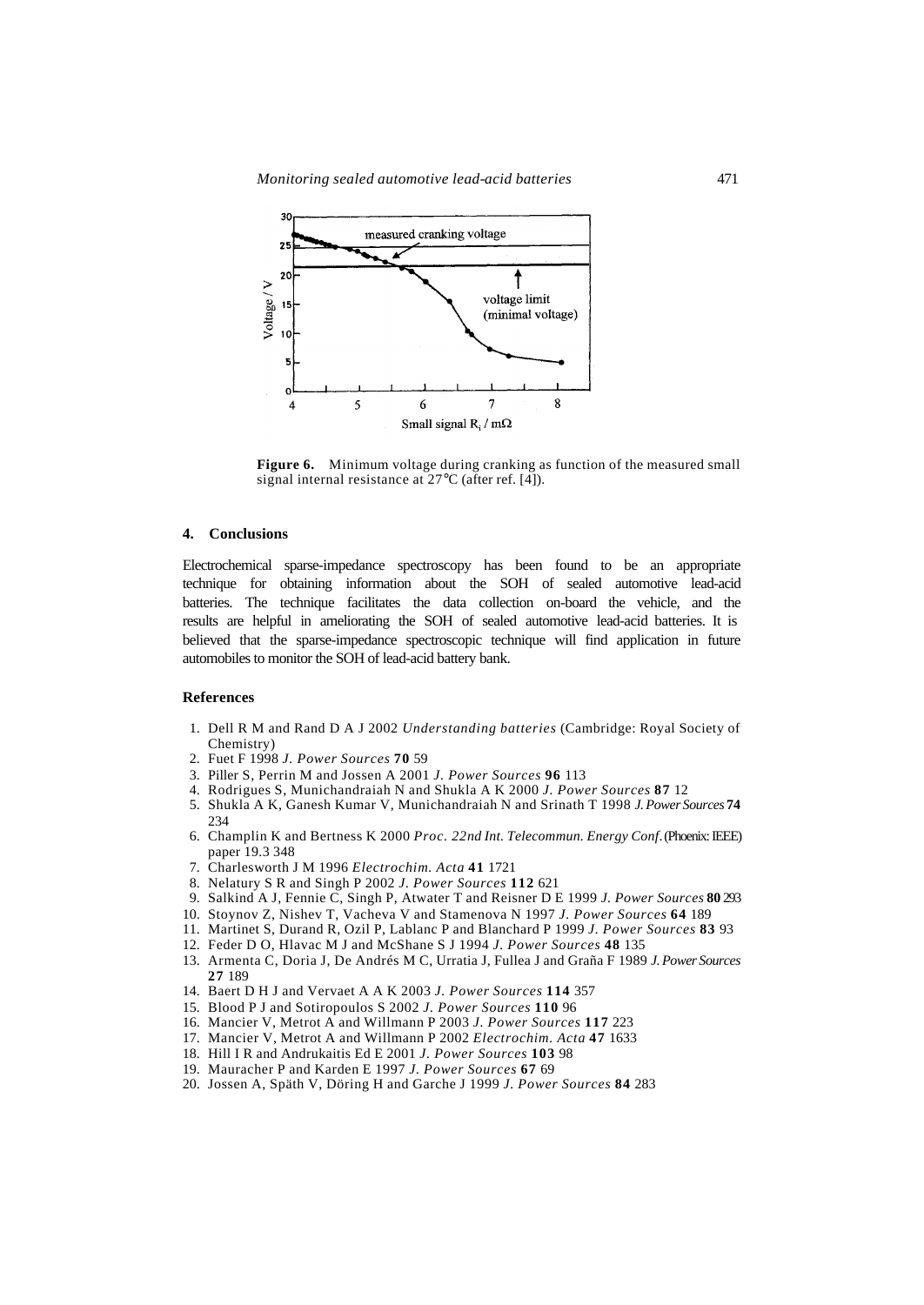**Figure 6.** Minimum voltage during cranking as function of the measured small signal internal resistance at 27°C (after ref. [4]).

## 4. Conclusions

Electrochemical sparse-impedance spectroscopy has been found to be an appropriate technique for obtaining information about the SOH of sealed automotive lead-acid batteries. The technique facilitates the data collection on-board the vehicle, and the results are helpful in ameliorating the SOH of sealed automotive lead-acid batteries. It is believed that the sparse-impedance spectroscopic technique will find application in future automobiles to monitor the SOH of lead-acid battery bank.

## References

1. Dell R M and Rand D A J 2002 *Understanding batteries* (Cambridge: Royal Society of Chemistry)
2. Fuet F 1998 *J. Power Sources* **70** 59
3. Piller S, Perrin M and Jossen A 2001 *J. Power Sources* **96** 113
4. Rodrigues S, Munichandraiah N and Shukla A K 2000 *J. Power Sources* **87** 12
5. Shukla A K, Ganesh Kumar V, Munichandraiah N and Srinath T 1998 *J. Power Sources* **74** 234
6. Champlin K and Bertness K 2000 *Proc. 22nd Int. Telecommun. Energy Conf.* (Phoenix: IEEE) paper 19.3 348
7. Charlesworth J M 1996 *Electrochim. Acta* **41** 1721
8. Nelatury S R and Singh P 2002 *J. Power Sources* **112** 621
9. Salkind A J, Fennie C, Singh P, Atwater T and Reisner D E 1999 *J. Power Sources* **80** 293
10. Stoynov Z, Nishev T, Vacheva V and Stamenova N 1997 *J. Power Sources* **64** 189
11. Martinet S, Durand R, Ozil P, Lablanc P and Blanchard P 1999 *J. Power Sources* **83** 93
12. Feder D O, Hlavac M J and McShane S J 1994 *J. Power Sources* **48** 135
13. Armenta C, Doria J, De Andrés M C, Urratia J, Fullea J and Graña F 1989 *J. Power Sources* **27** 189
14. Baert D H J and Vervaet A A K 2003 *J. Power Sources* **114** 357
15. Blood P J and Sotiropoulos S 2002 *J. Power Sources* **110** 96
16. Mancier V, Metrot A and Willmann P 2003 *J. Power Sources* **117** 223
17. Mancier V, Metrot A and Willmann P 2002 *Electrochim. Acta* **47** 1633
18. Hill I R and Andrukaitis Ed E 2001 *J. Power Sources* **103** 98
19. Mauracher P and Karden E 1997 *J. Power Sources* **67** 69
20. Jossen A, Späth V, Döring H and Garche J 1999 *J. Power Sources* **84** 283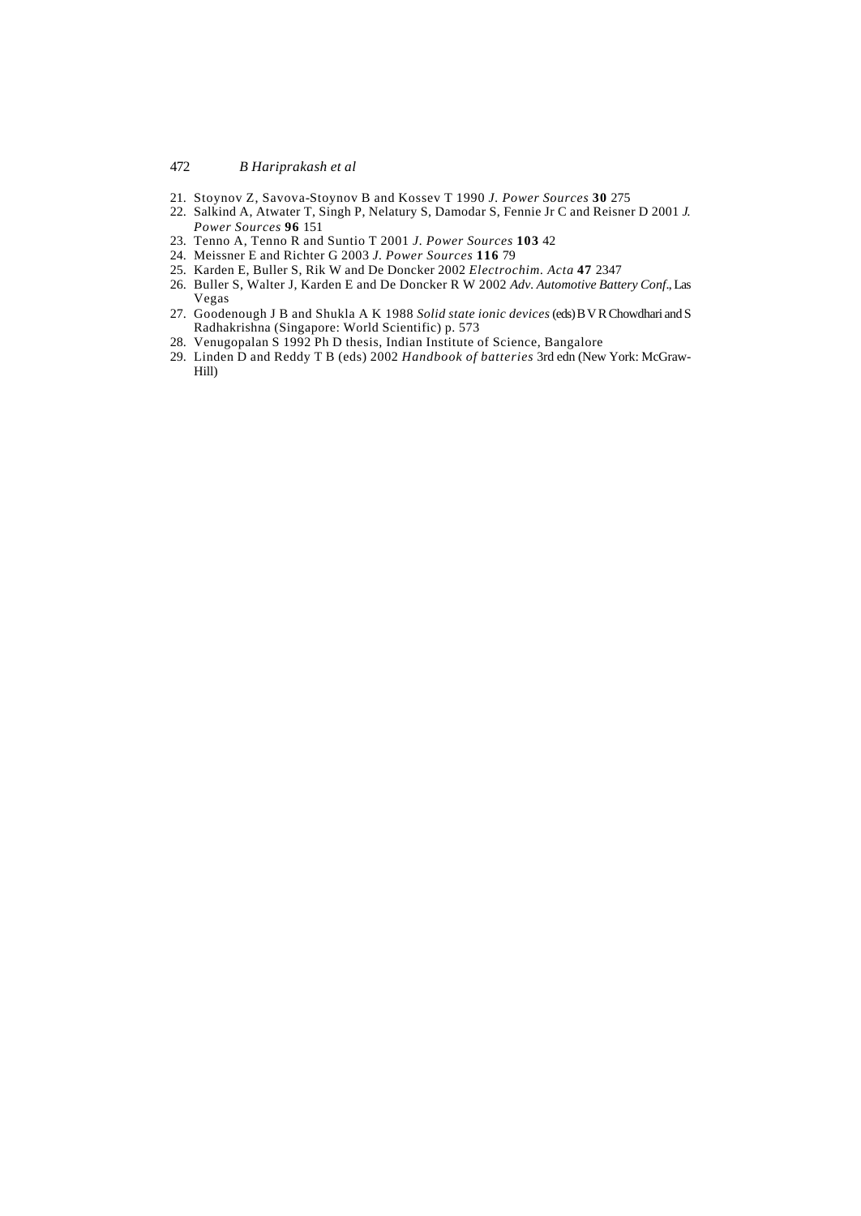21. Stoynov Z, Savova-Stoynov B and Kossev T 1990 *J. Power Sources* **30** 275
22. Salkind A, Atwater T, Singh P, Nelatury S, Damodar S, Fennie Jr C and Reisner D 2001 *J. Power Sources* **96** 151
23. Tenno A, Tenno R and Suntio T 2001 *J. Power Sources* **103** 42
24. Meissner E and Richter G 2003 *J. Power Sources* **116** 79
25. Karden E, Buller S, Rik W and De Doncker 2002 *Electrochim. Acta* **47** 2347
26. Buller S, Walter J, Karden E and De Doncker R W 2002 *Adv. Automotive Battery Conf.*, Las Vegas
27. Goodenough J B and Shukla A K 1988 *Solid state ionic devices* (eds) B V R Chowdhari and S Radhakrishna (Singapore: World Scientific) p. 573
28. Venugopalan S 1992 Ph D thesis, Indian Institute of Science, Bangalore
29. Linden D and Reddy T B (eds) 2002 *Handbook of batteries* 3rd edn (New York: McGraw-Hill)